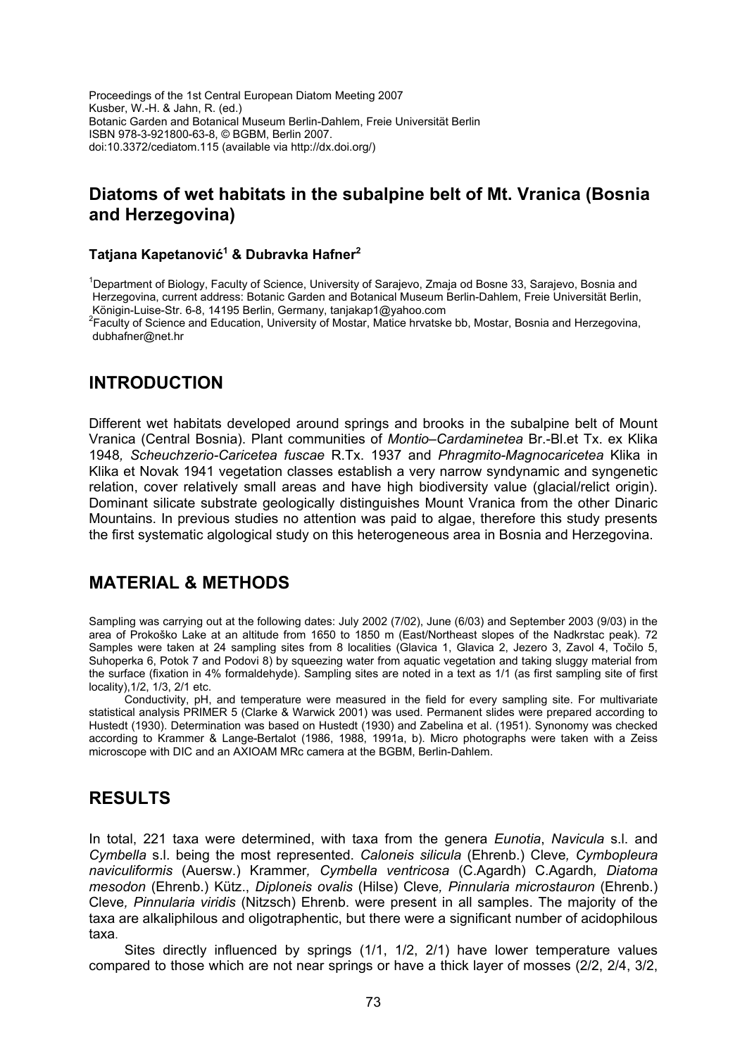Proceedings of the 1st Central European Diatom Meeting 2007
Kusber, W.-H. & Jahn, R. (ed.)
Botanic Garden and Botanical Museum Berlin-Dahlem, Freie Universität Berlin
ISBN 978-3-921800-63-8, © BGBM, Berlin 2007.
doi:10.3372/cediatom.115 (available via http://dx.doi.org/)

# Diatoms of wet habitats in the subalpine belt of Mt. Vranica (Bosnia and Herzegovina)

**Tatjana Kapetanović[1] & Dubravka Hafner[2]**

[1]Department of Biology, Faculty of Science, University of Sarajevo, Zmaja od Bosne 33, Sarajevo, Bosnia and Herzegovina, current address: Botanic Garden and Botanical Museum Berlin-Dahlem, Freie Universität Berlin, Königin-Luise-Str. 6-8, 14195 Berlin, Germany, tanjakap1@yahoo.com

[2]Faculty of Science and Education, University of Mostar, Matice hrvatske bb, Mostar, Bosnia and Herzegovina, dubhafner@net.hr

## INTRODUCTION

Different wet habitats developed around springs and brooks in the subalpine belt of Mount Vranica (Central Bosnia). Plant communities of *Montio–Cardaminetea* Br.-Bl.et Tx. ex Klika 1948*, Scheuchzerio-Caricetea fuscae* R.Tx. 1937 and *Phragmito-Magnocaricetea* Klika in Klika et Novak 1941 vegetation classes establish a very narrow syndynamic and syngenetic relation, cover relatively small areas and have high biodiversity value (glacial/relict origin). Dominant silicate substrate geologically distinguishes Mount Vranica from the other Dinaric Mountains. In previous studies no attention was paid to algae, therefore this study presents the first systematic algological study on this heterogeneous area in Bosnia and Herzegovina.

## MATERIAL & METHODS

Sampling was carrying out at the following dates: July 2002 (7/02), June (6/03) and September 2003 (9/03) in the area of Prokoško Lake at an altitude from 1650 to 1850 m (East/Northeast slopes of the Nadkrstac peak). 72 Samples were taken at 24 sampling sites from 8 localities (Glavica 1, Glavica 2, Jezero 3, Zavol 4, Točilo 5, Suhoperka 6, Potok 7 and Podovi 8) by squeezing water from aquatic vegetation and taking sluggy material from the surface (fixation in 4% formaldehyde). Sampling sites are noted in a text as 1/1 (as first sampling site of first locality),1/2, 1/3, 2/1 etc.

Conductivity, pH, and temperature were measured in the field for every sampling site. For multivariate statistical analysis PRIMER 5 (Clarke & Warwick 2001) was used. Permanent slides were prepared according to Hustedt (1930). Determination was based on Hustedt (1930) and Zabelina et al. (1951). Synonomy was checked according to Krammer & Lange-Bertalot (1986, 1988, 1991a, b). Micro photographs were taken with a Zeiss microscope with DIC and an AXIOAM MRc camera at the BGBM, Berlin-Dahlem.

## RESULTS

In total, 221 taxa were determined, with taxa from the genera *Eunotia*, *Navicula* s.l. and *Cymbella* s.l. being the most represented. *Caloneis silicula* (Ehrenb.) Cleve*, Cymbopleura naviculiformis* (Auersw.) Krammer*, Cymbella ventricosa* (C.Agardh) C.Agardh*, Diatoma mesodon* (Ehrenb.) Kütz., *Diploneis ovalis* (Hilse) Cleve*, Pinnularia microstauron* (Ehrenb.) Cleve*, Pinnularia viridis* (Nitzsch) Ehrenb. were present in all samples. The majority of the taxa are alkaliphilous and oligotraphentic, but there were a significant number of acidophilous taxa.

Sites directly influenced by springs (1/1, 1/2, 2/1) have lower temperature values compared to those which are not near springs or have a thick layer of mosses (2/2, 2/4, 3/2,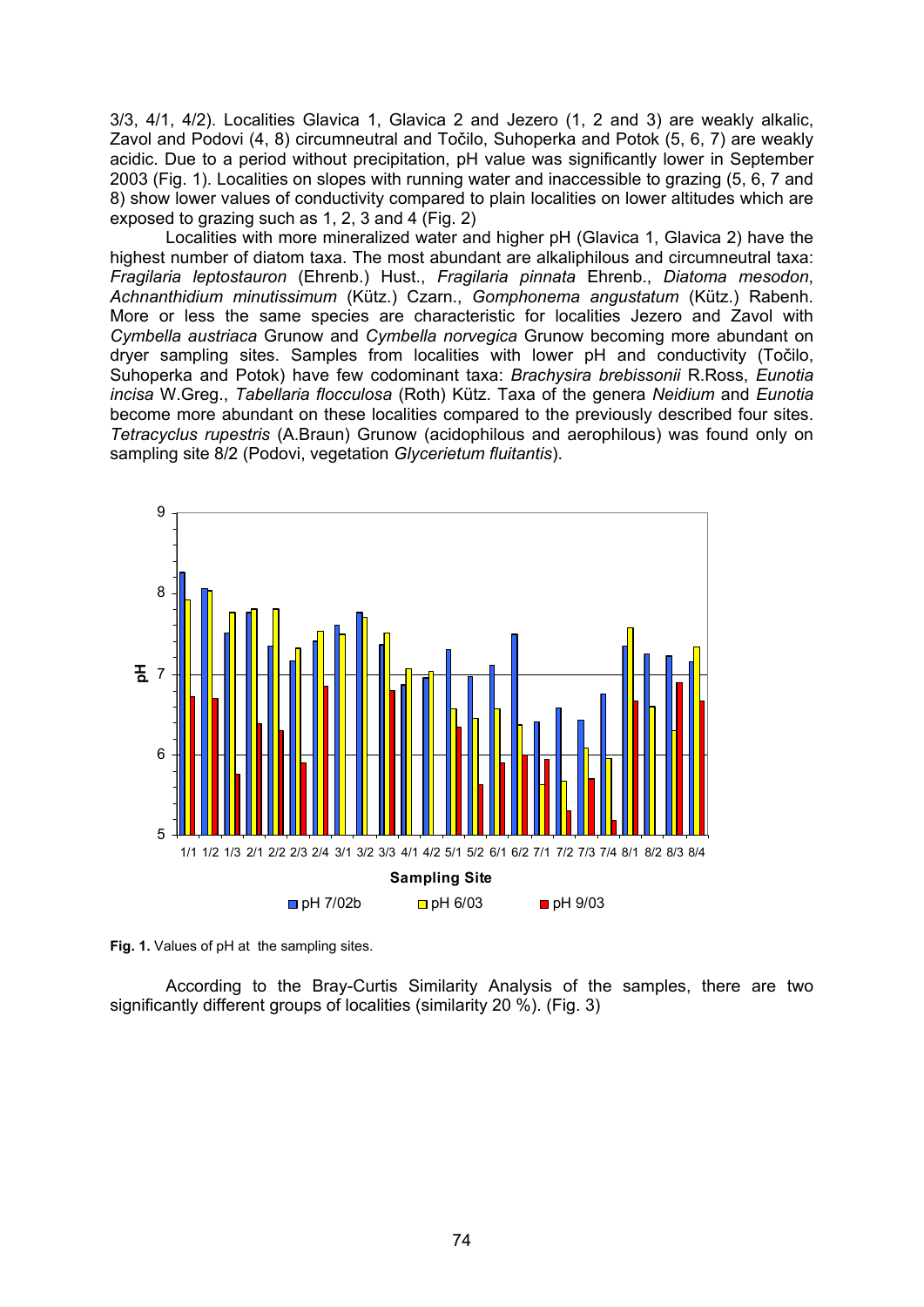3/3, 4/1, 4/2). Localities Glavica 1, Glavica 2 and Jezero (1, 2 and 3) are weakly alkalic, Zavol and Podovi (4, 8) circumneutral and Točilo, Suhoperka and Potok (5, 6, 7) are weakly acidic. Due to a period without precipitation, pH value was significantly lower in September 2003 (Fig. 1). Localities on slopes with running water and inaccessible to grazing (5, 6, 7 and 8) show lower values of conductivity compared to plain localities on lower altitudes which are exposed to grazing such as 1, 2, 3 and 4 (Fig. 2)

Localities with more mineralized water and higher pH (Glavica 1, Glavica 2) have the highest number of diatom taxa. The most abundant are alkaliphilous and circumneutral taxa: *Fragilaria leptostauron* (Ehrenb.) Hust., *Fragilaria pinnata* Ehrenb., *Diatoma mesodon*, *Achnanthidium minutissimum* (Kütz.) Czarn., *Gomphonema angustatum* (Kütz.) Rabenh. More or less the same species are characteristic for localities Jezero and Zavol with *Cymbella austriaca* Grunow and *Cymbella norvegica* Grunow becoming more abundant on dryer sampling sites. Samples from localities with lower pH and conductivity (Točilo, Suhoperka and Potok) have few codominant taxa: *Brachysira brebissonii* R.Ross, *Eunotia incisa* W.Greg., *Tabellaria flocculosa* (Roth) Kütz. Taxa of the genera *Neidium* and *Eunotia* become more abundant on these localities compared to the previously described four sites. *Tetracyclus rupestris* (A.Braun) Grunow (acidophilous and aerophilous) was found only on sampling site 8/2 (Podovi, vegetation *Glycerietum fluitantis*).

**Fig. 1.** Values of pH at the sampling sites.

According to the Bray-Curtis Similarity Analysis of the samples, there are two significantly different groups of localities (similarity 20 %). (Fig. 3)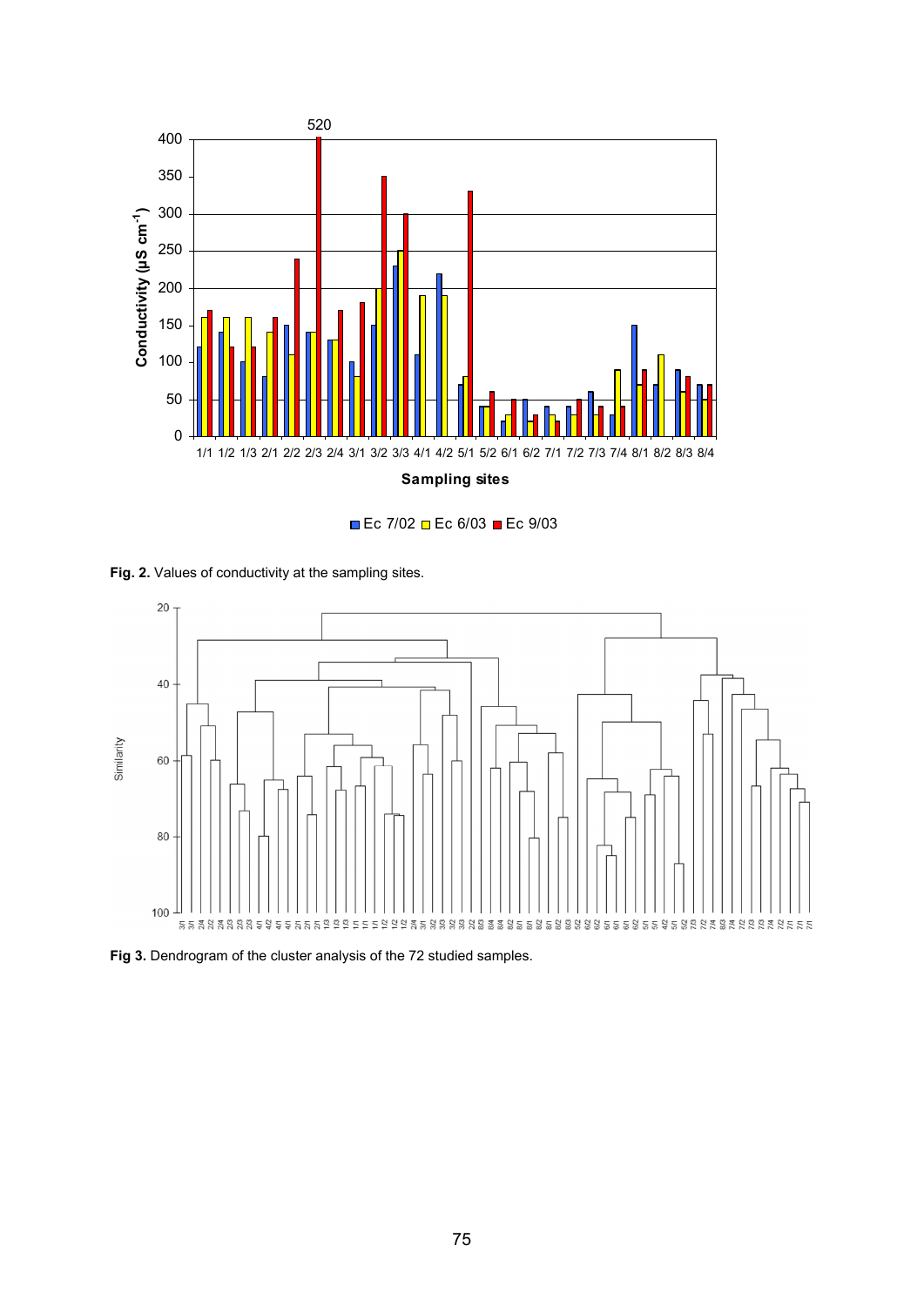**Fig. 2.** Values of conductivity at the sampling sites.

**Fig 3.** Dendrogram of the cluster analysis of the 72 studied samples.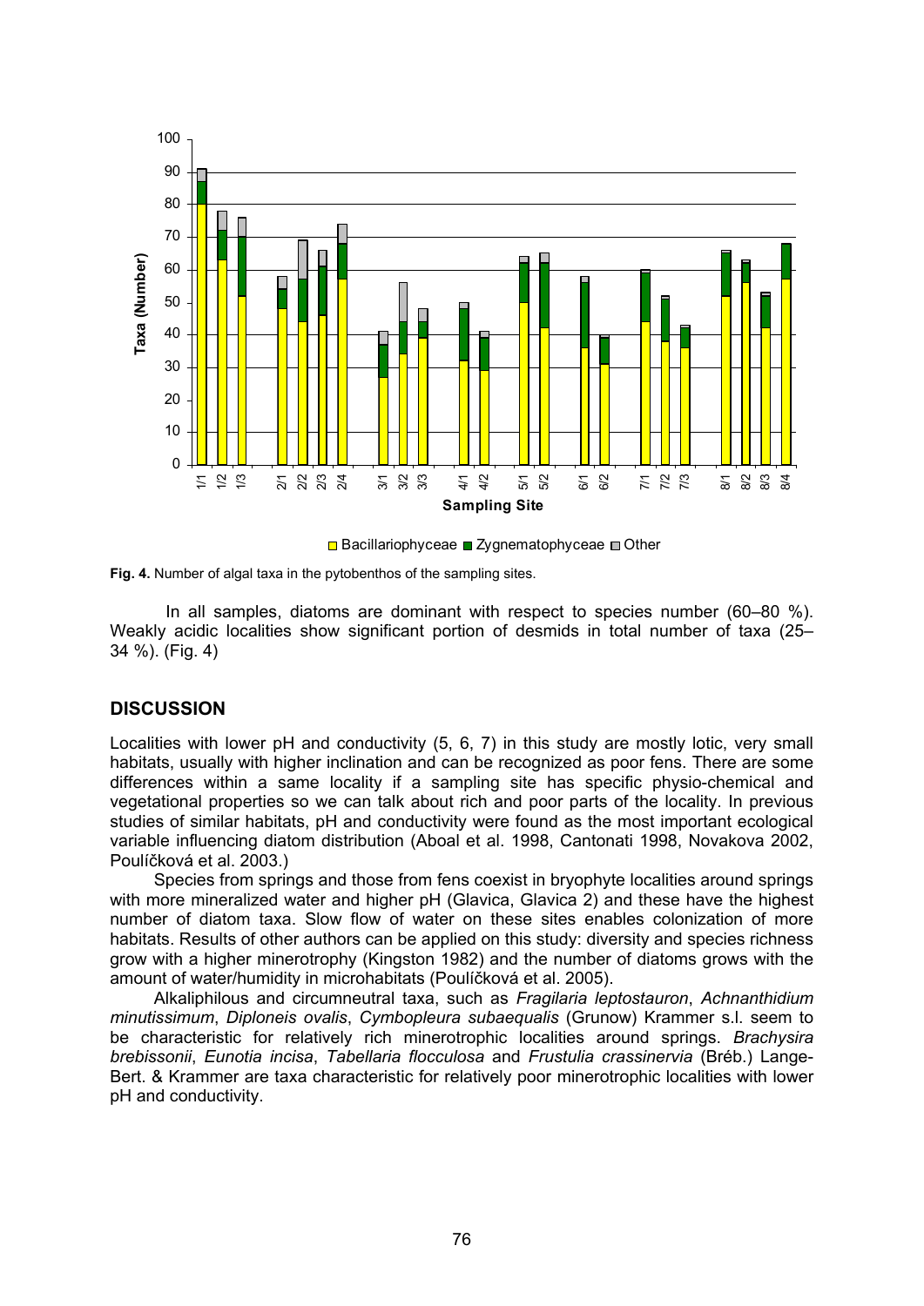**Fig. 4.** Number of algal taxa in the pytobenthos of the sampling sites.

In all samples, diatoms are dominant with respect to species number (60–80 %). Weakly acidic localities show significant portion of desmids in total number of taxa (25–34 %). (Fig. 4)

## DISCUSSION

Localities with lower pH and conductivity (5, 6, 7) in this study are mostly lotic, very small habitats, usually with higher inclination and can be recognized as poor fens. There are some differences within a same locality if a sampling site has specific physio-chemical and vegetational properties so we can talk about rich and poor parts of the locality. In previous studies of similar habitats, pH and conductivity were found as the most important ecological variable influencing diatom distribution (Aboal et al. 1998, Cantonati 1998, Novakova 2002, Poulíčková et al. 2003.)

Species from springs and those from fens coexist in bryophyte localities around springs with more mineralized water and higher pH (Glavica, Glavica 2) and these have the highest number of diatom taxa. Slow flow of water on these sites enables colonization of more habitats. Results of other authors can be applied on this study: diversity and species richness grow with a higher minerotrophy (Kingston 1982) and the number of diatoms grows with the amount of water/humidity in microhabitats (Poulíčková et al. 2005).

Alkaliphilous and circumneutral taxa, such as *Fragilaria leptostauron*, *Achnanthidium minutissimum*, *Diploneis ovalis*, *Cymbopleura subaequalis* (Grunow) Krammer s.l. seem to be characteristic for relatively rich minerotrophic localities around springs. *Brachysira brebissonii*, *Eunotia incisa*, *Tabellaria flocculosa* and *Frustulia crassinervia* (Bréb.) Lange-Bert. & Krammer are taxa characteristic for relatively poor minerotrophic localities with lower pH and conductivity.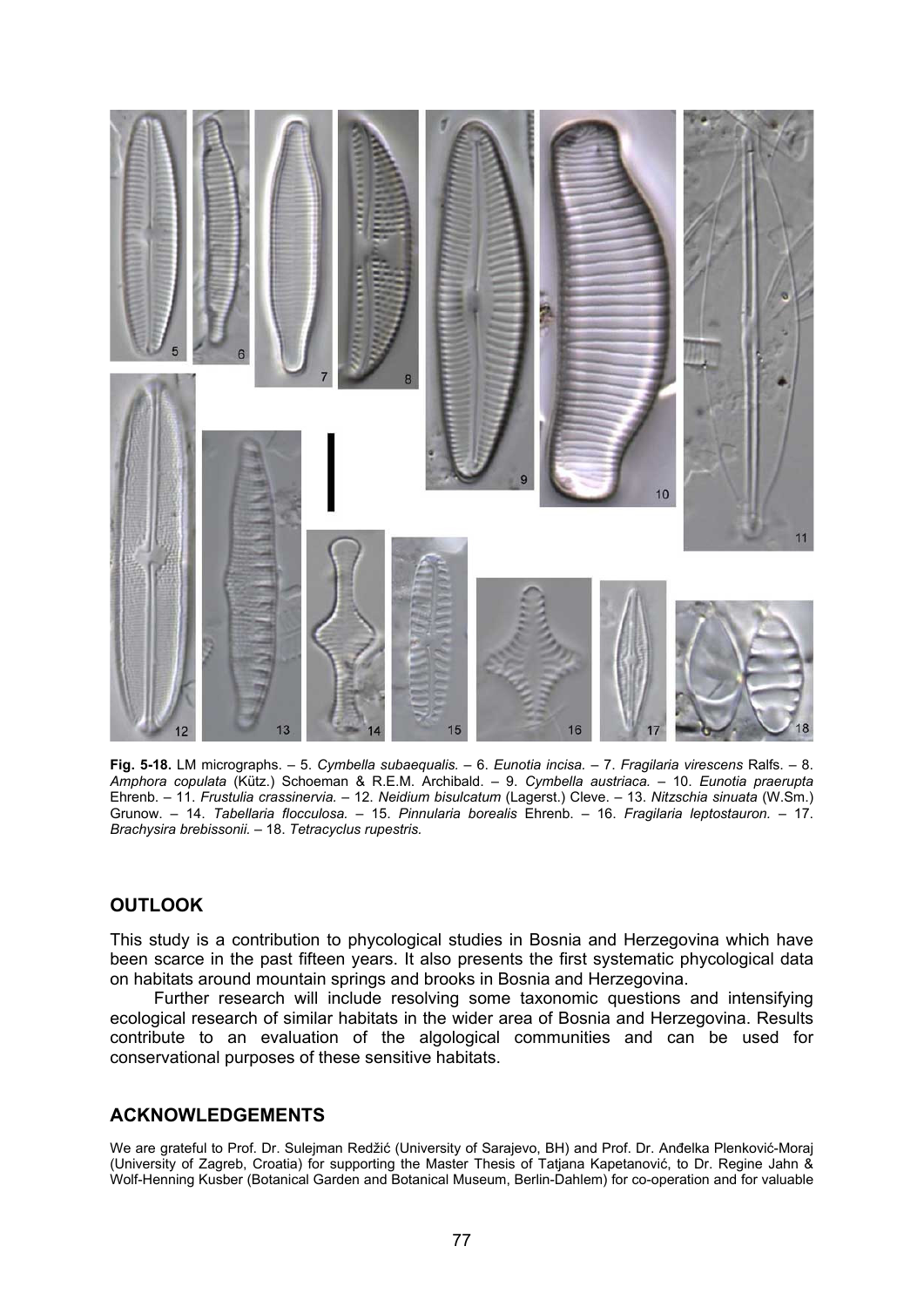**Fig. 5-18.** LM micrographs. – 5. *Cymbella subaequalis.* – 6. *Eunotia incisa.* – 7. *Fragilaria virescens* Ralfs. – 8. *Amphora copulata* (Kütz.) Schoeman & R.E.M. Archibald. – 9. *Cymbella austriaca.* – 10. *Eunotia praerupta* Ehrenb. – 11. *Frustulia crassinervia.* – 12. *Neidium bisulcatum* (Lagerst.) Cleve. – 13. *Nitzschia sinuata* (W.Sm.) Grunow. – 14. *Tabellaria flocculosa.* – 15. *Pinnularia borealis* Ehrenb. – 16. *Fragilaria leptostauron.* – 17. *Brachysira brebissonii.* – 18. *Tetracyclus rupestris.*

## OUTLOOK

This study is a contribution to phycological studies in Bosnia and Herzegovina which have been scarce in the past fifteen years. It also presents the first systematic phycological data on habitats around mountain springs and brooks in Bosnia and Herzegovina.

Further research will include resolving some taxonomic questions and intensifying ecological research of similar habitats in the wider area of Bosnia and Herzegovina. Results contribute to an evaluation of the algological communities and can be used for conservational purposes of these sensitive habitats.

## ACKNOWLEDGEMENTS

We are grateful to Prof. Dr. Sulejman Redžić (University of Sarajevo, BH) and Prof. Dr. Anđelka Plenković-Moraj (University of Zagreb, Croatia) for supporting the Master Thesis of Tatjana Kapetanović, to Dr. Regine Jahn & Wolf-Henning Kusber (Botanical Garden and Botanical Museum, Berlin-Dahlem) for co-operation and for valuable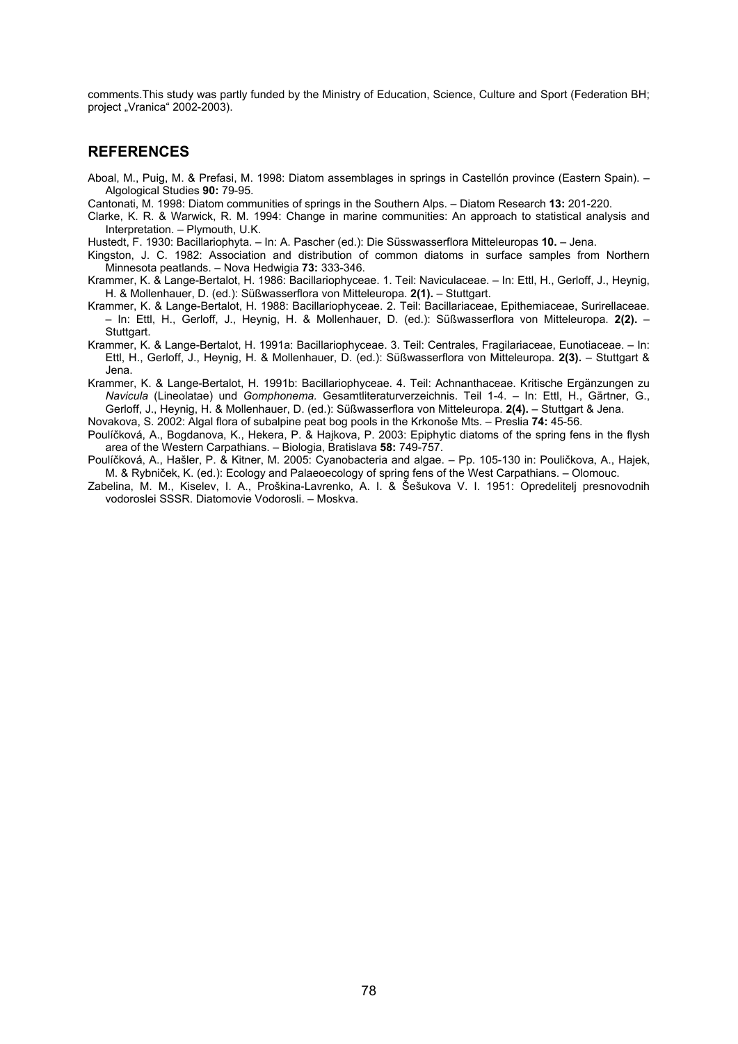comments.This study was partly funded by the Ministry of Education, Science, Culture and Sport (Federation BH; project „Vranica" 2002-2003).

## REFERENCES

Aboal, M., Puig, M. & Prefasi, M. 1998: Diatom assemblages in springs in Castellón province (Eastern Spain). – Algological Studies **90:** 79-95.

Cantonati, M. 1998: Diatom communities of springs in the Southern Alps. – Diatom Research **13:** 201-220.

Clarke, K. R. & Warwick, R. M. 1994: Change in marine communities: An approach to statistical analysis and Interpretation. – Plymouth, U.K.

Hustedt, F. 1930: Bacillariophyta. – In: A. Pascher (ed.): Die Süsswasserflora Mitteleuropas **10.** – Jena.

Kingston, J. C. 1982: Association and distribution of common diatoms in surface samples from Northern Minnesota peatlands. – Nova Hedwigia **73:** 333-346.

Krammer, K. & Lange-Bertalot, H. 1986: Bacillariophyceae. 1. Teil: Naviculaceae. – In: Ettl, H., Gerloff, J., Heynig, H. & Mollenhauer, D. (ed.): Süßwasserflora von Mitteleuropa. **2(1).** – Stuttgart.

Krammer, K. & Lange-Bertalot, H. 1988: Bacillariophyceae. 2. Teil: Bacillariaceae, Epithemiaceae, Surirellaceae. – In: Ettl, H., Gerloff, J., Heynig, H. & Mollenhauer, D. (ed.): Süßwasserflora von Mitteleuropa. **2(2).** – Stuttgart.

Krammer, K. & Lange-Bertalot, H. 1991a: Bacillariophyceae. 3. Teil: Centrales, Fragilariaceae, Eunotiaceae. – In: Ettl, H., Gerloff, J., Heynig, H. & Mollenhauer, D. (ed.): Süßwasserflora von Mitteleuropa. **2(3).** – Stuttgart & Jena.

Krammer, K. & Lange-Bertalot, H. 1991b: Bacillariophyceae. 4. Teil: Achnanthaceae. Kritische Ergänzungen zu *Navicula* (Lineolatae) und *Gomphonema.* Gesamtliteraturverzeichnis. Teil 1-4. – In: Ettl, H., Gärtner, G., Gerloff, J., Heynig, H. & Mollenhauer, D. (ed.): Süßwasserflora von Mitteleuropa. **2(4).** – Stuttgart & Jena.

Novakova, S. 2002: Algal flora of subalpine peat bog pools in the Krkonoše Mts. – Preslia **74:** 45-56.

Poulíčková, A., Bogdanova, K., Hekera, P. & Hajkova, P. 2003: Epiphytic diatoms of the spring fens in the flysh area of the Western Carpathians. – Biologia, Bratislava **58:** 749-757.

Poulíčková, A., Hašler, P. & Kitner, M. 2005: Cyanobacteria and algae. – Pp. 105-130 in: Pouličkova, A., Hajek, M. & Rybniček, K. (ed.): Ecology and Palaeoecology of spring fens of the West Carpathians. – Olomouc.

Zabelina, M. M., Kiselev, I. A., Proškina-Lavrenko, A. I. & Šešukova V. I. 1951: Opredelitelj presnovodnih vodoroslei SSSR. Diatomovie Vodorosli. – Moskva.